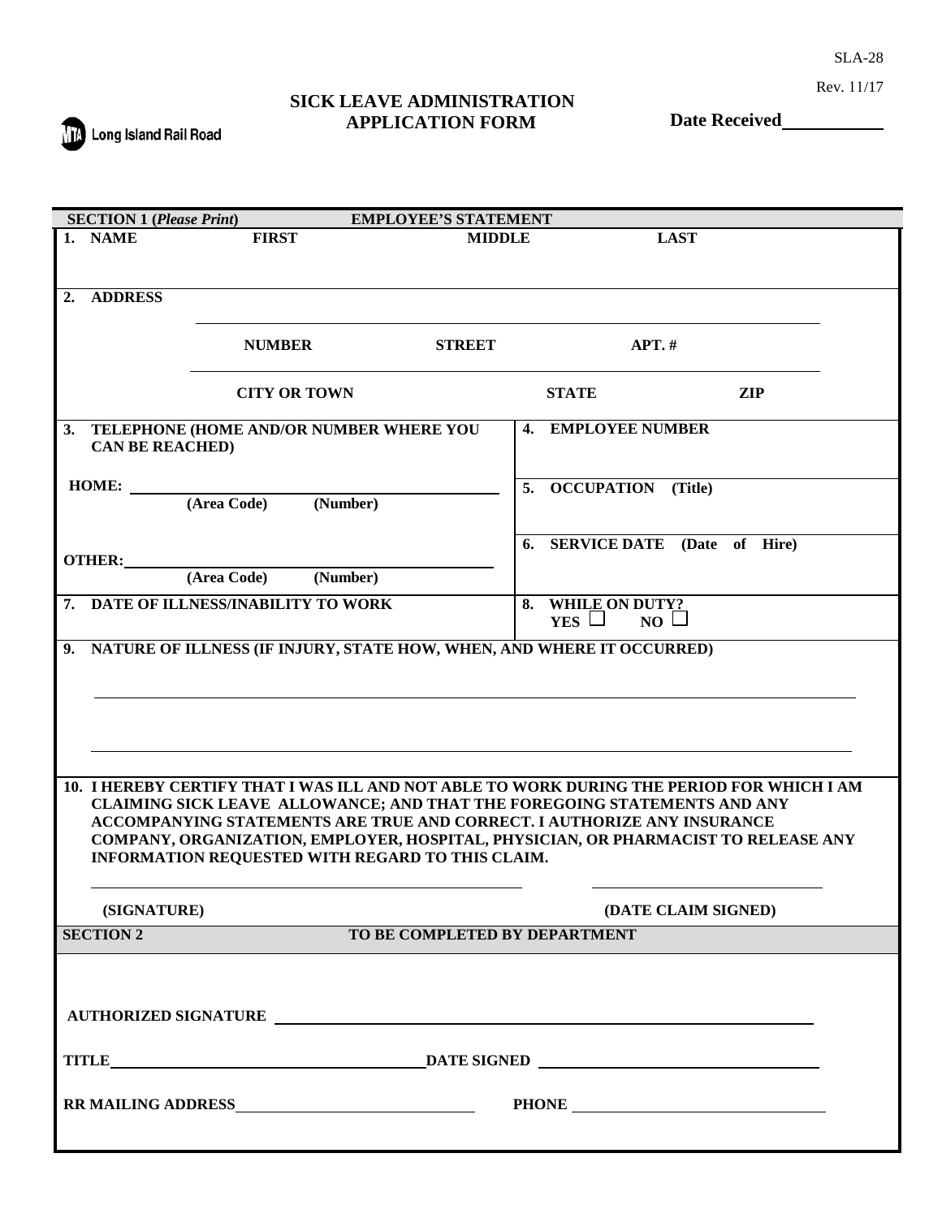SLA-28

Rev. 11/17

Long Island Rail Road

# SICK LEAVE ADMINISTRATION APPLICATION FORM

**Date Received** ____________

**SECTION 1 (*Please Print*)** **EMPLOYEE'S STATEMENT**

**1. NAME** **FIRST** **MIDDLE** **LAST**

**2. ADDRESS**

______________________________________________

**NUMBER** **STREET** **APT. #**

______________________________________________

**CITY OR TOWN** **STATE** **ZIP**

| **3. TELEPHONE (HOME AND/OR NUMBER WHERE YOU CAN BE REACHED)** | **4. EMPLOYEE NUMBER** |
|---|---|
| **HOME:** ______________ **(Area Code)** **(Number)** | **5. OCCUPATION (Title)** |
| **OTHER:** ______________ **(Area Code)** **(Number)** | **6. SERVICE DATE (Date of Hire)** |
| **7. DATE OF ILLNESS/INABILITY TO WORK** | **8. WHILE ON DUTY?** **YES** ☐ **NO** ☐ |

**9. NATURE OF ILLNESS (IF INJURY, STATE HOW, WHEN, AND WHERE IT OCCURRED)**

______________________________________________

______________________________________________

**10. I HEREBY CERTIFY THAT I WAS ILL AND NOT ABLE TO WORK DURING THE PERIOD FOR WHICH I AM CLAIMING SICK LEAVE ALLOWANCE; AND THAT THE FOREGOING STATEMENTS AND ANY ACCOMPANYING STATEMENTS ARE TRUE AND CORRECT. I AUTHORIZE ANY INSURANCE COMPANY, ORGANIZATION, EMPLOYER, HOSPITAL, PHYSICIAN, OR PHARMACIST TO RELEASE ANY INFORMATION REQUESTED WITH REGARD TO THIS CLAIM.**

______________________________ ______________________

**(SIGNATURE)** **(DATE CLAIM SIGNED)**

**SECTION 2** **TO BE COMPLETED BY DEPARTMENT**

**AUTHORIZED SIGNATURE** ______________________________

**TITLE** ______________________ **DATE SIGNED** ______________________

**RR MAILING ADDRESS** ______________________ **PHONE** ______________________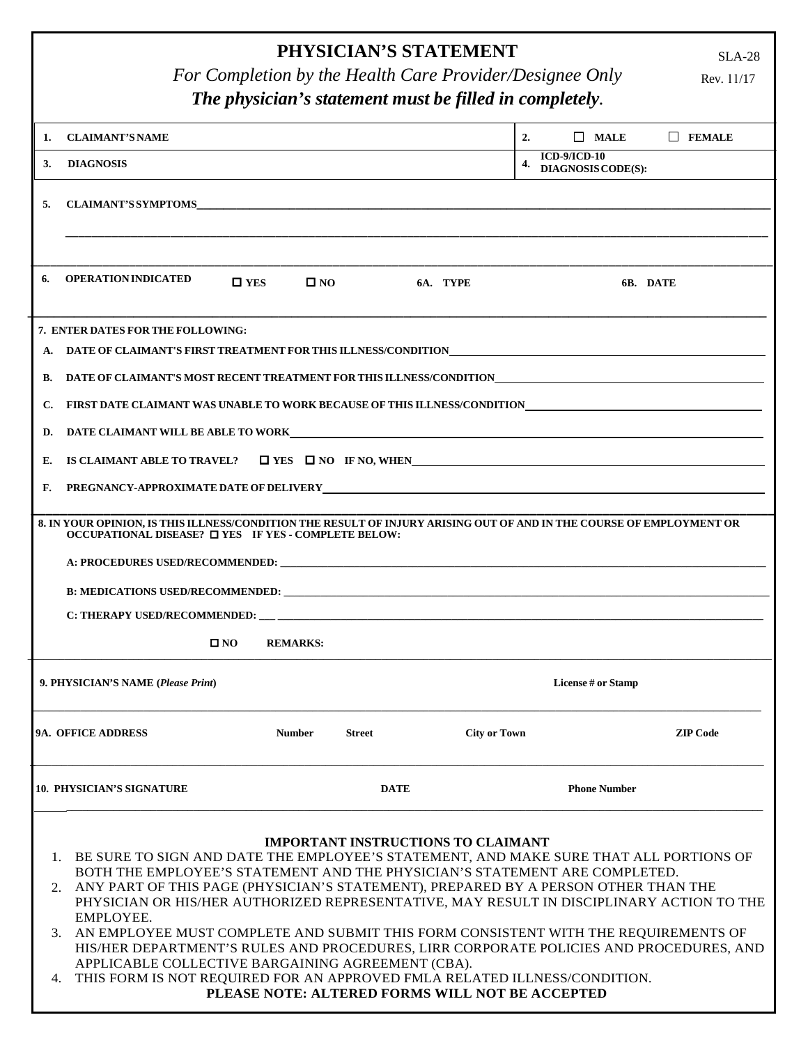# PHYSICIAN'S STATEMENT

SLA-28
Rev. 11/17

*For Completion by the Health Care Provider/Designee Only*

***The physician's statement must be filled in completely.***

| | |
|---|---|
| 1. CLAIMANT'S NAME | 2. ☐ MALE ☐ FEMALE |
| 3. DIAGNOSIS | 4. ICD-9/ICD-10 DIAGNOSIS CODE(S): |

5. CLAIMANT'S SYMPTOMS\_\_\_\_\_\_\_\_\_\_\_\_\_\_\_\_\_\_\_\_\_\_\_\_\_\_\_\_\_\_\_\_\_\_\_\_\_\_\_\_

\_\_\_\_\_\_\_\_\_\_\_\_\_\_\_\_\_\_\_\_\_\_\_\_\_\_\_\_\_\_\_\_\_\_\_\_\_\_\_\_\_\_\_\_\_\_\_\_\_\_\_\_\_\_\_\_\_\_

6. OPERATION INDICATED ☐ YES ☐ NO 6A. TYPE 6B. DATE

7. ENTER DATES FOR THE FOLLOWING:

A. DATE OF CLAIMANT'S FIRST TREATMENT FOR THIS ILLNESS/CONDITION\_\_\_\_\_\_\_\_\_\_\_\_\_\_\_\_\_\_\_\_

B. DATE OF CLAIMANT'S MOST RECENT TREATMENT FOR THIS ILLNESS/CONDITION\_\_\_\_\_\_\_\_\_\_\_\_\_\_\_\_\_\_\_\_

C. FIRST DATE CLAIMANT WAS UNABLE TO WORK BECAUSE OF THIS ILLNESS/CONDITION\_\_\_\_\_\_\_\_\_\_\_\_\_\_\_\_\_\_\_\_

D. DATE CLAIMANT WILL BE ABLE TO WORK\_\_\_\_\_\_\_\_\_\_\_\_\_\_\_\_\_\_\_\_

E. IS CLAIMANT ABLE TO TRAVEL? ☐ YES ☐ NO IF NO, WHEN\_\_\_\_\_\_\_\_\_\_\_\_\_\_\_\_\_\_\_\_

F. PREGNANCY-APPROXIMATE DATE OF DELIVERY\_\_\_\_\_\_\_\_\_\_\_\_\_\_\_\_\_\_\_\_

8. IN YOUR OPINION, IS THIS ILLNESS/CONDITION THE RESULT OF INJURY ARISING OUT OF AND IN THE COURSE OF EMPLOYMENT OR OCCUPATIONAL DISEASE? ☐ YES IF YES - COMPLETE BELOW:

A: PROCEDURES USED/RECOMMENDED: \_\_\_\_\_\_\_\_\_\_\_\_\_\_\_\_\_\_\_\_

B: MEDICATIONS USED/RECOMMENDED: \_\_\_\_\_\_\_\_\_\_\_\_\_\_\_\_\_\_\_\_

C: THERAPY USED/RECOMMENDED: \_\_\_\_\_\_\_\_\_\_\_\_\_\_\_\_\_\_\_\_

☐ NO REMARKS:

| | | | |
|---|---|---|---|
| 9. PHYSICIAN'S NAME (*Please Print*) | | License # or Stamp | |
| 9A. OFFICE ADDRESS | Number Street | City or Town | ZIP Code |
| 10. PHYSICIAN'S SIGNATURE | DATE | Phone Number | |

### IMPORTANT INSTRUCTIONS TO CLAIMANT

1. BE SURE TO SIGN AND DATE THE EMPLOYEE'S STATEMENT, AND MAKE SURE THAT ALL PORTIONS OF BOTH THE EMPLOYEE'S STATEMENT AND THE PHYSICIAN'S STATEMENT ARE COMPLETED.
2. ANY PART OF THIS PAGE (PHYSICIAN'S STATEMENT), PREPARED BY A PERSON OTHER THAN THE PHYSICIAN OR HIS/HER AUTHORIZED REPRESENTATIVE, MAY RESULT IN DISCIPLINARY ACTION TO THE EMPLOYEE.
3. AN EMPLOYEE MUST COMPLETE AND SUBMIT THIS FORM CONSISTENT WITH THE REQUIREMENTS OF HIS/HER DEPARTMENT'S RULES AND PROCEDURES, LIRR CORPORATE POLICIES AND PROCEDURES, AND APPLICABLE COLLECTIVE BARGAINING AGREEMENT (CBA).
4. THIS FORM IS NOT REQUIRED FOR AN APPROVED FMLA RELATED ILLNESS/CONDITION.

**PLEASE NOTE: ALTERED FORMS WILL NOT BE ACCEPTED**